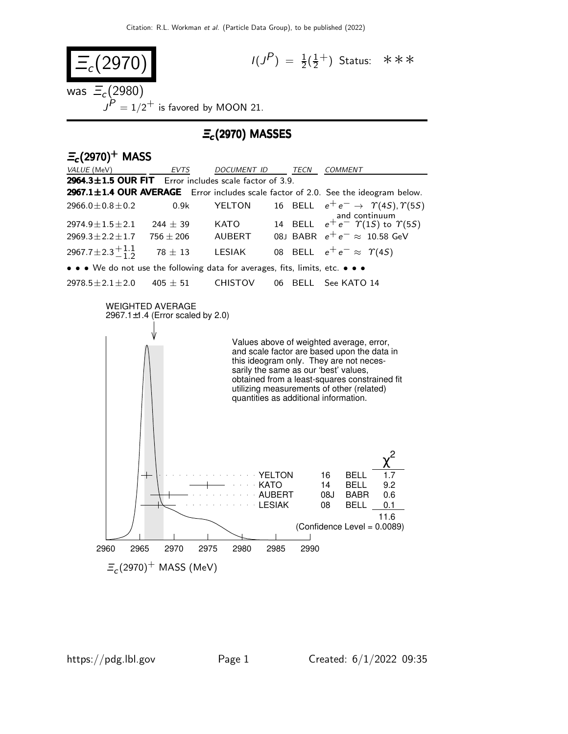# $\Xi_c(2970)$

$I(J^P) = \frac{1}{2}(\frac{1}{2}^+)$ Status: ∗∗∗

was $\Xi_c(2980)$

$J^P = 1/2^+$ is favored by MOON 21.

## $\Xi_c(2970)$ MASSES

### $\Xi_c(2970)^+$ MASS

| VALUE (MeV) | EVTS | DOCUMENT ID | | TECN | COMMENT |
|---|---|---|---|---|---|
| **2964.3±1.5 OUR FIT** Error includes scale factor of 3.9. | | | | | |
| **2967.1±1.4 OUR AVERAGE** Error includes scale factor of 2.0. See the ideogram below. | | | | | |
| $2966.0\pm0.8\pm0.2$ | 0.9k | YELTON | 16 | BELL | $e^+e^- \to \Upsilon(4S), \Upsilon(5S)$ and continuum |
| $2974.9\pm1.5\pm2.1$ | $244\pm39$ | KATO | 14 | BELL | $e^+e^-$ $\Upsilon(1S)$ to $\Upsilon(5S)$ |
| $2969.3\pm2.2\pm1.7$ | $756\pm206$ | AUBERT | 08J | BABR | $e^+e^- \approx 10.58$ GeV |
| $2967.7\pm2.3^{+1.1}_{-1.2}$ | $78\pm13$ | LESIAK | 08 | BELL | $e^+e^- \approx \Upsilon(4S)$ |
| • • • We do not use the following data for averages, fits, limits, etc. • • • | | | | | |
| $2978.5\pm2.1\pm2.0$ | $405\pm51$ | CHISTOV | 06 | BELL | See KATO 14 |

WEIGHTED AVERAGE
2967.1±1.4 (Error scaled by 2.0)

Values above of weighted average, error, and scale factor are based upon the data in this ideogram only. They are not necessarily the same as our 'best' values, obtained from a least-squares constrained fit utilizing measurements of other (related) quantities as additional information.

| | | | $\chi^2$ |
|---|---|---|---|
| YELTON | 16 | BELL | 1.7 |
| KATO | 14 | BELL | 9.2 |
| AUBERT | 08J | BABR | 0.6 |
| LESIAK | 08 | BELL | 0.1 |
| | | | 11.6 |

(Confidence Level = 0.0089)

$\Xi_c(2970)^+$ MASS (MeV)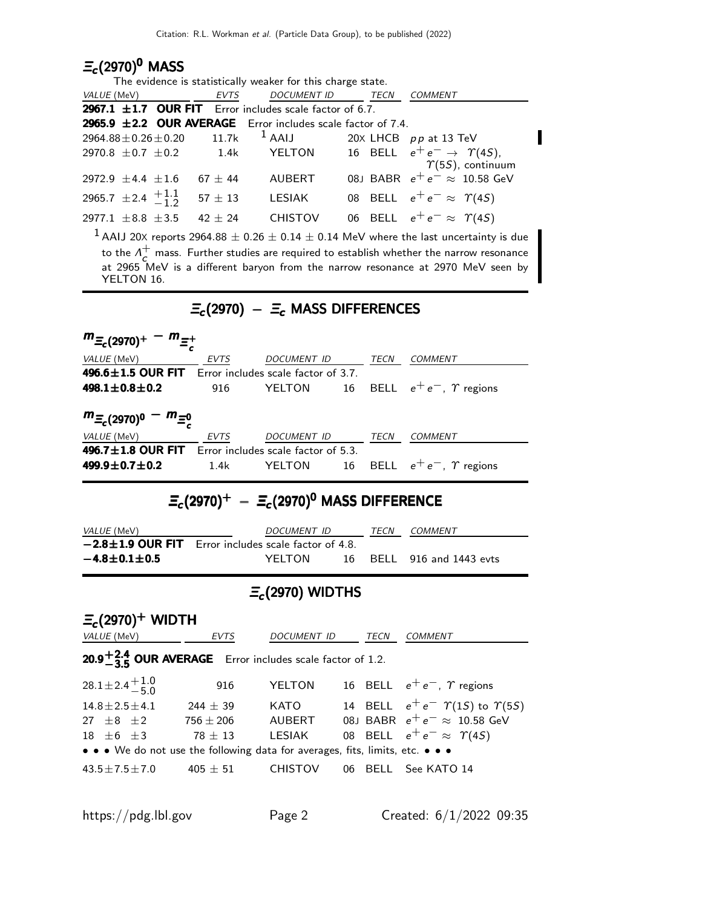## $\Xi_c(2970)^0$ MASS

The evidence is statistically weaker for this charge state.

| VALUE (MeV) | EVTS | DOCUMENT ID | | TECN | COMMENT |
|---|---|---|---|---|---|
| **2967.1 ±1.7 OUR FIT** Error includes scale factor of 6.7. | | | | | |
| **2965.9 ±2.2 OUR AVERAGE** Error includes scale factor of 7.4. | | | | | |
| $2964.88 \pm 0.26 \pm 0.20$ | 11.7k | [1] AAIJ | 20X | LHCB | $pp$ at 13 TeV |
| $2970.8 \pm 0.7 \pm 0.2$ | 1.4k | YELTON | 16 | BELL | $e^+e^- \rightarrow \Upsilon(4S)$, $\Upsilon(5S)$, continuum |
| $2972.9 \pm 4.4 \pm 1.6$ | $67 \pm 44$ | AUBERT | 08J | BABR | $e^+e^- \approx 10.58$ GeV |
| $2965.7 \pm 2.4\ ^{+1.1}_{-1.2}$ | $57 \pm 13$ | LESIAK | 08 | BELL | $e^+e^- \approx \Upsilon(4S)$ |
| $2977.1 \pm 8.8 \pm 3.5$ | $42 \pm 24$ | CHISTOV | 06 | BELL | $e^+e^- \approx \Upsilon(4S)$ |

[1] AAIJ 20X reports $2964.88 \pm 0.26 \pm 0.14 \pm 0.14$ MeV where the last uncertainty is due to the $\Lambda_c^+$ mass. Further studies are required to establish whether the narrow resonance at 2965 MeV is a different baryon from the narrow resonance at 2970 MeV seen by YELTON 16.

# $\Xi_c(2970) - \Xi_c$ MASS DIFFERENCES

### $m_{\Xi_c(2970)^+} - m_{\Xi_c^+}$

| VALUE (MeV) | EVTS | DOCUMENT ID | | TECN | COMMENT |
|---|---|---|---|---|---|
| **496.6±1.5 OUR FIT** Error includes scale factor of 3.7. | | | | | |
| **498.1±0.8±0.2** | 916 | YELTON | 16 | BELL | $e^+e^-$, $\Upsilon$ regions |

### $m_{\Xi_c(2970)^0} - m_{\Xi_c^0}$

| VALUE (MeV) | EVTS | DOCUMENT ID | | TECN | COMMENT |
|---|---|---|---|---|---|
| **496.7±1.8 OUR FIT** Error includes scale factor of 5.3. | | | | | |
| **499.9±0.7±0.2** | 1.4k | YELTON | 16 | BELL | $e^+e^-$, $\Upsilon$ regions |

# $\Xi_c(2970)^+ - \Xi_c(2970)^0$ MASS DIFFERENCE

| VALUE (MeV) | DOCUMENT ID | | TECN | COMMENT |
|---|---|---|---|---|
| **−2.8±1.9 OUR FIT** Error includes scale factor of 4.8. | | | | |
| **−4.8±0.1±0.5** | YELTON | 16 | BELL | 916 and 1443 evts |

# $\Xi_c(2970)$ WIDTHS

## $\Xi_c(2970)^+$ WIDTH

| VALUE (MeV) | EVTS | DOCUMENT ID | | TECN | COMMENT |
|---|---|---|---|---|---|
| **$20.9^{+2.4}_{-3.5}$ OUR AVERAGE** Error includes scale factor of 1.2. | | | | | |
| $28.1 \pm 2.4^{+1.0}_{-5.0}$ | 916 | YELTON | 16 | BELL | $e^+e^-$, $\Upsilon$ regions |
| $14.8 \pm 2.5 \pm 4.1$ | $244 \pm 39$ | KATO | 14 | BELL | $e^+e^-$ $\Upsilon(1S)$ to $\Upsilon(5S)$ |
| $27 \pm 8 \pm 2$ | $756 \pm 206$ | AUBERT | 08J | BABR | $e^+e^- \approx 10.58$ GeV |
| $18 \pm 6 \pm 3$ | $78 \pm 13$ | LESIAK | 08 | BELL | $e^+e^- \approx \Upsilon(4S)$ |
| • • • We do not use the following data for averages, fits, limits, etc. • • • | | | | | |
| $43.5 \pm 7.5 \pm 7.0$ | $405 \pm 51$ | CHISTOV | 06 | BELL | See KATO 14 |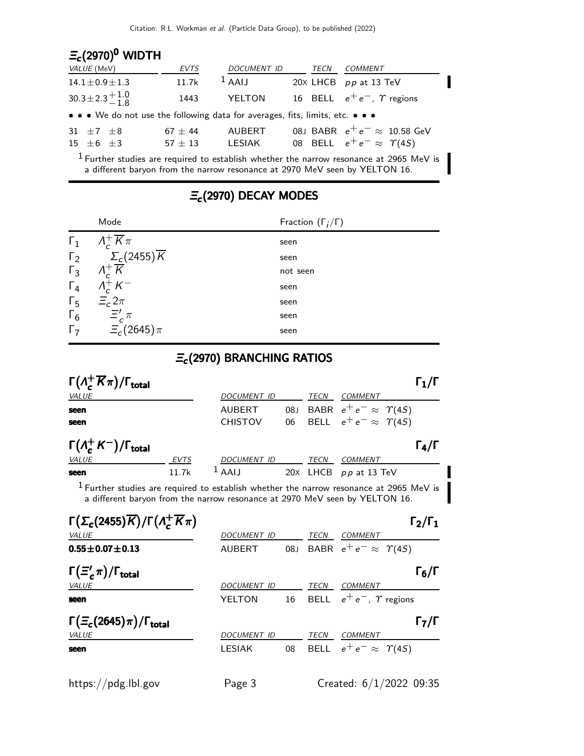## $\Xi_c(2970)^0$ WIDTH

| VALUE (MeV) | EVTS | DOCUMENT ID | | TECN | COMMENT |
|---|---|---|---|---|---|
| $14.1 \pm 0.9 \pm 1.3$ | 11.7k | [1] AAIJ | 20X | LHCB | $pp$ at 13 TeV |
| $30.3 \pm 2.3 {}^{+1.0}_{-1.8}$ | 1443 | YELTON | 16 | BELL | $e^+e^-$, $\Upsilon$ regions |
| • • • We do not use the following data for averages, fits, limits, etc. • • • | | | | | |
| $31 \pm 7 \pm 8$ | $67 \pm 44$ | AUBERT | 08J | BABR | $e^+e^- \approx$ 10.58 GeV |
| $15 \pm 6 \pm 3$ | $57 \pm 13$ | LESIAK | 08 | BELL | $e^+e^- \approx \Upsilon(4S)$ |

[1] Further studies are required to establish whether the narrow resonance at 2965 MeV is a different baryon from the narrow resonance at 2970 MeV seen by YELTON 16.

## $\Xi_c(2970)$ DECAY MODES

| | Mode | Fraction ($\Gamma_i/\Gamma$) |
|---|---|---|
| $\Gamma_1$ | $\Lambda_c^+ \overline{K} \pi$ | seen |
| $\Gamma_2$ | $\Sigma_c(2455) \overline{K}$ | seen |
| $\Gamma_3$ | $\Lambda_c^+ \overline{K}$ | not seen |
| $\Gamma_4$ | $\Lambda_c^+ K^-$ | seen |
| $\Gamma_5$ | $\Xi_c 2\pi$ | seen |
| $\Gamma_6$ | $\Xi_c' \pi$ | seen |
| $\Gamma_7$ | $\Xi_c(2645) \pi$ | seen |

## $\Xi_c(2970)$ BRANCHING RATIOS

### $\Gamma(\Lambda_c^+ \overline{K} \pi)/\Gamma_{\text{total}}$ — $\Gamma_1/\Gamma$

| VALUE | DOCUMENT ID | | TECN | COMMENT |
|---|---|---|---|---|
| **seen** | AUBERT | 08J | BABR | $e^+e^- \approx \Upsilon(4S)$ |
| **seen** | CHISTOV | 06 | BELL | $e^+e^- \approx \Upsilon(4S)$ |

### $\Gamma(\Lambda_c^+ K^-)/\Gamma_{\text{total}}$ — $\Gamma_4/\Gamma$

| VALUE | EVTS | DOCUMENT ID | | TECN | COMMENT |
|---|---|---|---|---|---|
| **seen** | 11.7k | [1] AAIJ | 20X | LHCB | $pp$ at 13 TeV |

[1] Further studies are required to establish whether the narrow resonance at 2965 MeV is a different baryon from the narrow resonance at 2970 MeV seen by YELTON 16.

### $\Gamma(\Sigma_c(2455) \overline{K})/\Gamma(\Lambda_c^+ \overline{K} \pi)$ — $\Gamma_2/\Gamma_1$

| VALUE | DOCUMENT ID | | TECN | COMMENT |
|---|---|---|---|---|
| **$0.55 \pm 0.07 \pm 0.13$** | AUBERT | 08J | BABR | $e^+e^- \approx \Upsilon(4S)$ |

### $\Gamma(\Xi_c' \pi)/\Gamma_{\text{total}}$ — $\Gamma_6/\Gamma$

| VALUE | DOCUMENT ID | | TECN | COMMENT |
|---|---|---|---|---|
| **seen** | YELTON | 16 | BELL | $e^+e^-$, $\Upsilon$ regions |

### $\Gamma(\Xi_c(2645) \pi)/\Gamma_{\text{total}}$ — $\Gamma_7/\Gamma$

| VALUE | DOCUMENT ID | | TECN | COMMENT |
|---|---|---|---|---|
| **seen** | LESIAK | 08 | BELL | $e^+e^- \approx \Upsilon(4S)$ |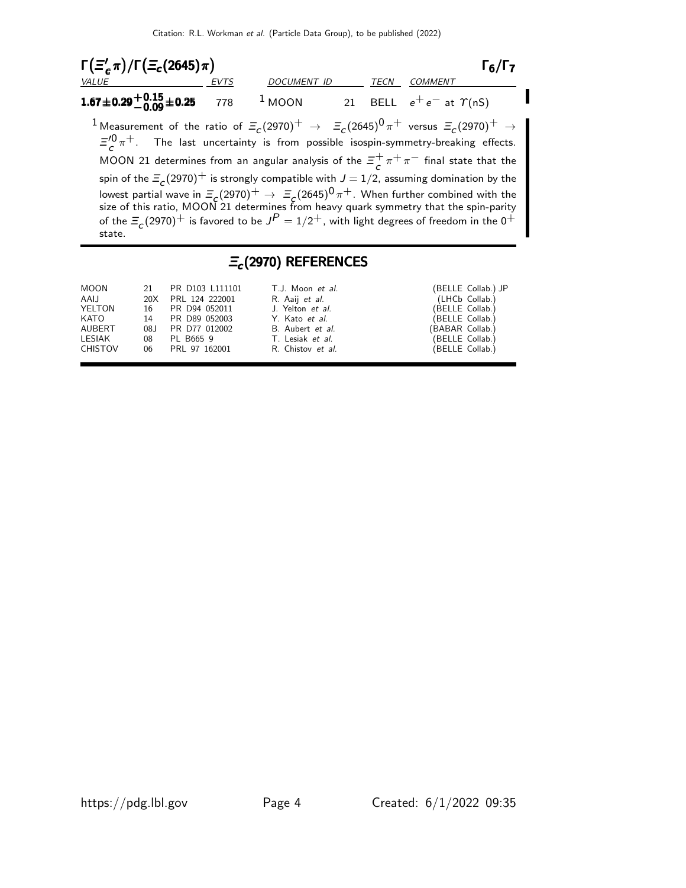## $\Gamma(\Xi_c' \pi)/\Gamma(\Xi_c(2645)\pi)$ $\Gamma_6/\Gamma_7$

| VALUE | EVTS | DOCUMENT ID | | TECN | COMMENT |
|---|---|---|---|---|---|
| $\mathbf{1.67 \pm 0.29 ^{+0.15}_{-0.09} \pm 0.25}$ | 778 | [1] MOON | 21 | BELL | $e^+ e^-$ at $\Upsilon$(nS) |

[1] Measurement of the ratio of $\Xi_c(2970)^+ \to \Xi_c(2645)^0 \pi^+$ versus $\Xi_c(2970)^+ \to \Xi_c'^0 \pi^+$. The last uncertainty is from possible isospin-symmetry-breaking effects. MOON 21 determines from an angular analysis of the $\Xi_c^+ \pi^+ \pi^-$ final state that the spin of the $\Xi_c(2970)^+$ is strongly compatible with $J = 1/2$, assuming domination by the lowest partial wave in $\Xi_c(2970)^+ \to \Xi_c(2645)^0 \pi^+$. When further combined with the size of this ratio, MOON 21 determines from heavy quark symmetry that the spin-parity of the $\Xi_c(2970)^+$ is favored to be $J^P = 1/2^+$, with light degrees of freedom in the $0^+$ state.

## $\Xi_c(2970)$ REFERENCES

| | | | | |
|---|---|---|---|---|
| MOON | 21 | PR D103 L111101 | T.J. Moon *et al.* | (BELLE Collab.) JP |
| AAIJ | 20X | PRL 124 222001 | R. Aaij *et al.* | (LHCb Collab.) |
| YELTON | 16 | PR D94 052011 | J. Yelton *et al.* | (BELLE Collab.) |
| KATO | 14 | PR D89 052003 | Y. Kato *et al.* | (BELLE Collab.) |
| AUBERT | 08J | PR D77 012002 | B. Aubert *et al.* | (BABAR Collab.) |
| LESIAK | 08 | PL B665 9 | T. Lesiak *et al.* | (BELLE Collab.) |
| CHISTOV | 06 | PRL 97 162001 | R. Chistov *et al.* | (BELLE Collab.) |